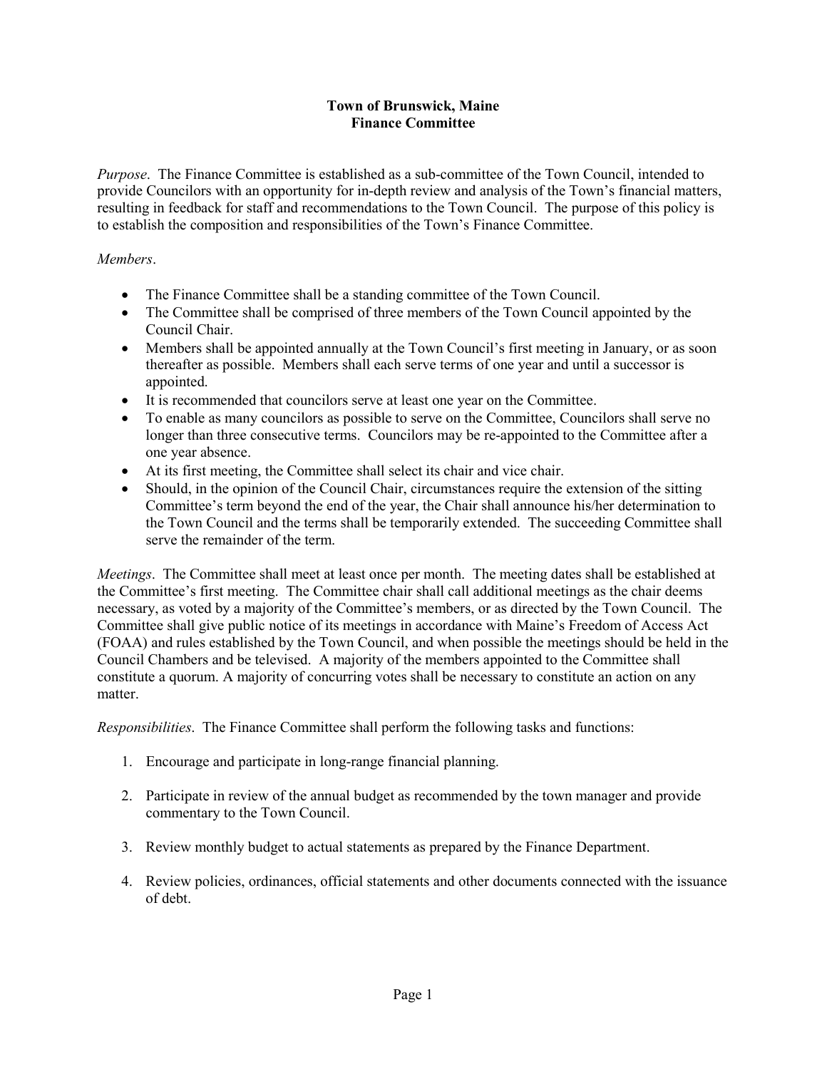**Town of Brunswick, Maine**
**Finance Committee**

*Purpose*. The Finance Committee is established as a sub-committee of the Town Council, intended to provide Councilors with an opportunity for in-depth review and analysis of the Town's financial matters, resulting in feedback for staff and recommendations to the Town Council. The purpose of this policy is to establish the composition and responsibilities of the Town's Finance Committee.

*Members*.

- The Finance Committee shall be a standing committee of the Town Council.
- The Committee shall be comprised of three members of the Town Council appointed by the Council Chair.
- Members shall be appointed annually at the Town Council's first meeting in January, or as soon thereafter as possible. Members shall each serve terms of one year and until a successor is appointed.
- It is recommended that councilors serve at least one year on the Committee.
- To enable as many councilors as possible to serve on the Committee, Councilors shall serve no longer than three consecutive terms. Councilors may be re-appointed to the Committee after a one year absence.
- At its first meeting, the Committee shall select its chair and vice chair.
- Should, in the opinion of the Council Chair, circumstances require the extension of the sitting Committee's term beyond the end of the year, the Chair shall announce his/her determination to the Town Council and the terms shall be temporarily extended. The succeeding Committee shall serve the remainder of the term.

*Meetings*. The Committee shall meet at least once per month. The meeting dates shall be established at the Committee's first meeting. The Committee chair shall call additional meetings as the chair deems necessary, as voted by a majority of the Committee's members, or as directed by the Town Council. The Committee shall give public notice of its meetings in accordance with Maine's Freedom of Access Act (FOAA) and rules established by the Town Council, and when possible the meetings should be held in the Council Chambers and be televised. A majority of the members appointed to the Committee shall constitute a quorum. A majority of concurring votes shall be necessary to constitute an action on any matter.

*Responsibilities*. The Finance Committee shall perform the following tasks and functions:

1. Encourage and participate in long-range financial planning.

2. Participate in review of the annual budget as recommended by the town manager and provide commentary to the Town Council.

3. Review monthly budget to actual statements as prepared by the Finance Department.

4. Review policies, ordinances, official statements and other documents connected with the issuance of debt.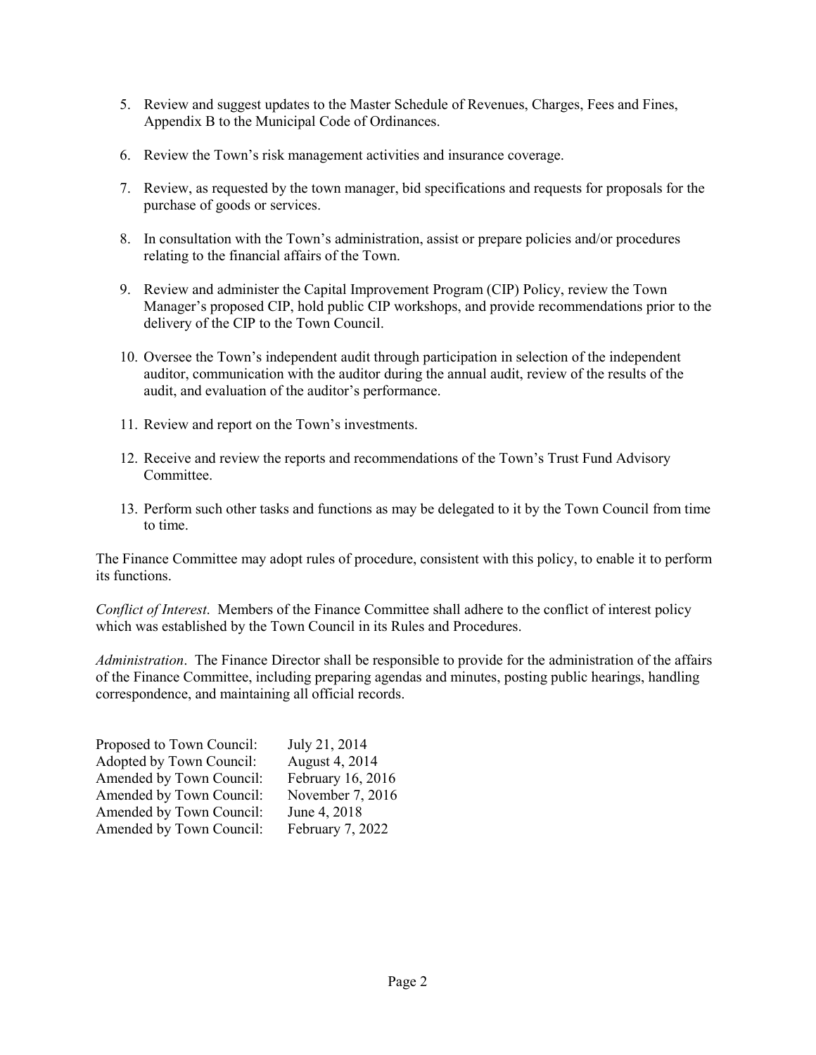5. Review and suggest updates to the Master Schedule of Revenues, Charges, Fees and Fines, Appendix B to the Municipal Code of Ordinances.

6. Review the Town's risk management activities and insurance coverage.

7. Review, as requested by the town manager, bid specifications and requests for proposals for the purchase of goods or services.

8. In consultation with the Town's administration, assist or prepare policies and/or procedures relating to the financial affairs of the Town.

9. Review and administer the Capital Improvement Program (CIP) Policy, review the Town Manager's proposed CIP, hold public CIP workshops, and provide recommendations prior to the delivery of the CIP to the Town Council.

10. Oversee the Town's independent audit through participation in selection of the independent auditor, communication with the auditor during the annual audit, review of the results of the audit, and evaluation of the auditor's performance.

11. Review and report on the Town's investments.

12. Receive and review the reports and recommendations of the Town's Trust Fund Advisory Committee.

13. Perform such other tasks and functions as may be delegated to it by the Town Council from time to time.

The Finance Committee may adopt rules of procedure, consistent with this policy, to enable it to perform its functions.

*Conflict of Interest*. Members of the Finance Committee shall adhere to the conflict of interest policy which was established by the Town Council in its Rules and Procedures.

*Administration*. The Finance Director shall be responsible to provide for the administration of the affairs of the Finance Committee, including preparing agendas and minutes, posting public hearings, handling correspondence, and maintaining all official records.

| | |
|---|---|
| Proposed to Town Council: | July 21, 2014 |
| Adopted by Town Council: | August 4, 2014 |
| Amended by Town Council: | February 16, 2016 |
| Amended by Town Council: | November 7, 2016 |
| Amended by Town Council: | June 4, 2018 |
| Amended by Town Council: | February 7, 2022 |